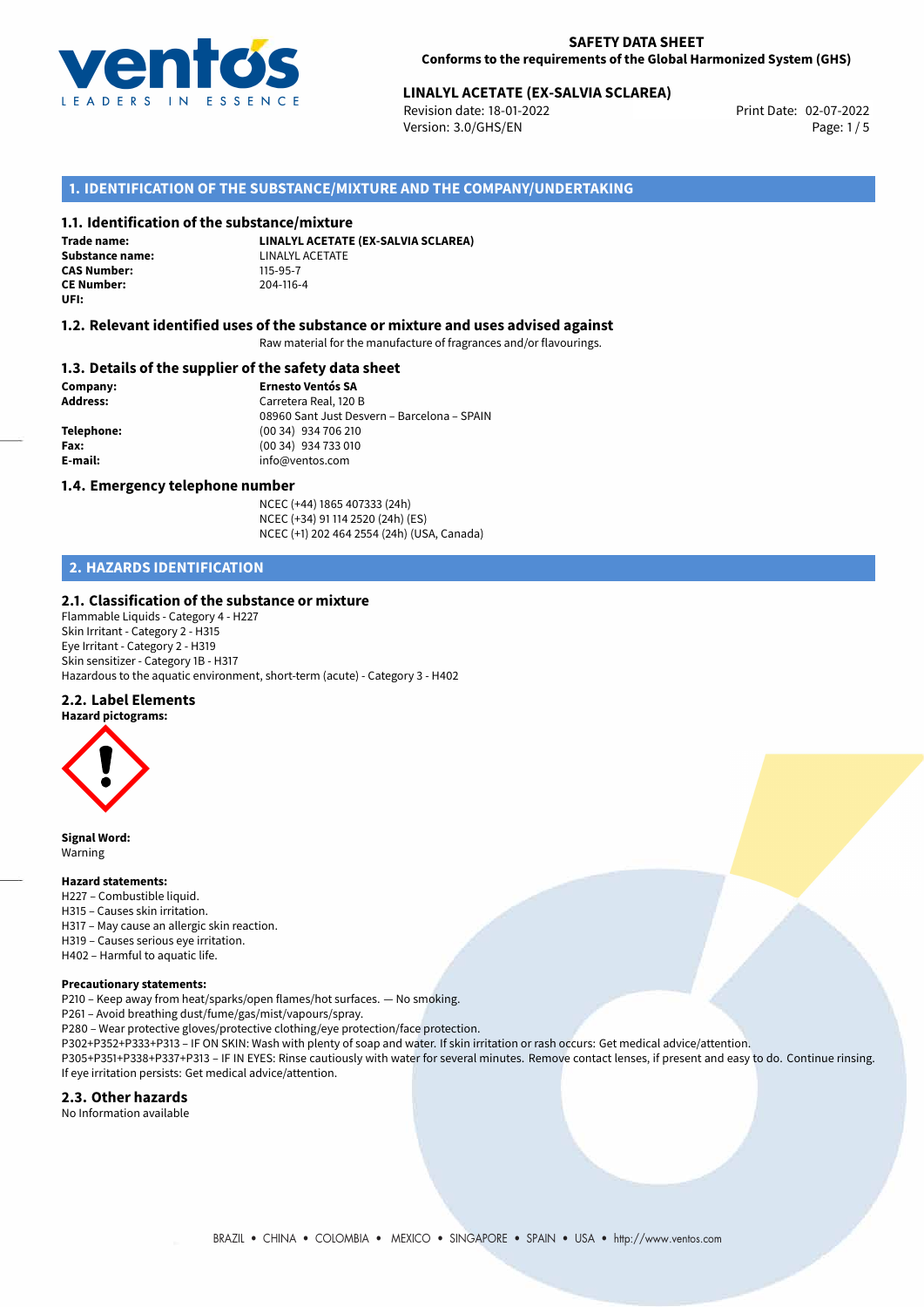**SAFETY DATA SHEET**
**Conforms to the requirements of the Global Harmonized System (GHS)**

**LINALYL ACETATE (EX-SALVIA SCLAREA)**
Revision date: 18-01-2022
Version: 3.0/GHS/EN
Print Date: 02-07-2022

## 1. IDENTIFICATION OF THE SUBSTANCE/MIXTURE AND THE COMPANY/UNDERTAKING

### 1.1. Identification of the substance/mixture

**Trade name:** **LINALYL ACETATE (EX-SALVIA SCLAREA)**
**Substance name:** LINALYL ACETATE
**CAS Number:** 115-95-7
**CE Number:** 204-116-4
**UFI:**

### 1.2. Relevant identified uses of the substance or mixture and uses advised against

Raw material for the manufacture of fragrances and/or flavourings.

### 1.3. Details of the supplier of the safety data sheet

**Company:** **Ernesto Ventós SA**
**Address:** Carretera Real, 120 B
08960 Sant Just Desvern – Barcelona – SPAIN
**Telephone:** (00 34) 934 706 210
**Fax:** (00 34) 934 733 010
**E-mail:** info@ventos.com

### 1.4. Emergency telephone number

NCEC (+44) 1865 407333 (24h)
NCEC (+34) 91 114 2520 (24h) (ES)
NCEC (+1) 202 464 2554 (24h) (USA, Canada)

## 2. HAZARDS IDENTIFICATION

### 2.1. Classification of the substance or mixture

Flammable Liquids - Category 4 - H227
Skin Irritant - Category 2 - H315
Eye Irritant - Category 2 - H319
Skin sensitizer - Category 1B - H317
Hazardous to the aquatic environment, short-term (acute) - Category 3 - H402

### 2.2. Label Elements

**Hazard pictograms:**

**Signal Word:**
Warning

**Hazard statements:**
H227 – Combustible liquid.
H315 – Causes skin irritation.
H317 – May cause an allergic skin reaction.
H319 – Causes serious eye irritation.
H402 – Harmful to aquatic life.

**Precautionary statements:**
P210 – Keep away from heat/sparks/open flames/hot surfaces. — No smoking.
P261 – Avoid breathing dust/fume/gas/mist/vapours/spray.
P280 – Wear protective gloves/protective clothing/eye protection/face protection.
P302+P352+P333+P313 – IF ON SKIN: Wash with plenty of soap and water. If skin irritation or rash occurs: Get medical advice/attention.
P305+P351+P338+P337+P313 – IF IN EYES: Rinse cautiously with water for several minutes. Remove contact lenses, if present and easy to do. Continue rinsing. If eye irritation persists: Get medical advice/attention.

### 2.3. Other hazards

No Information available

BRAZIL • CHINA • COLOMBIA • MEXICO • SINGAPORE • SPAIN • USA • http://www.ventos.com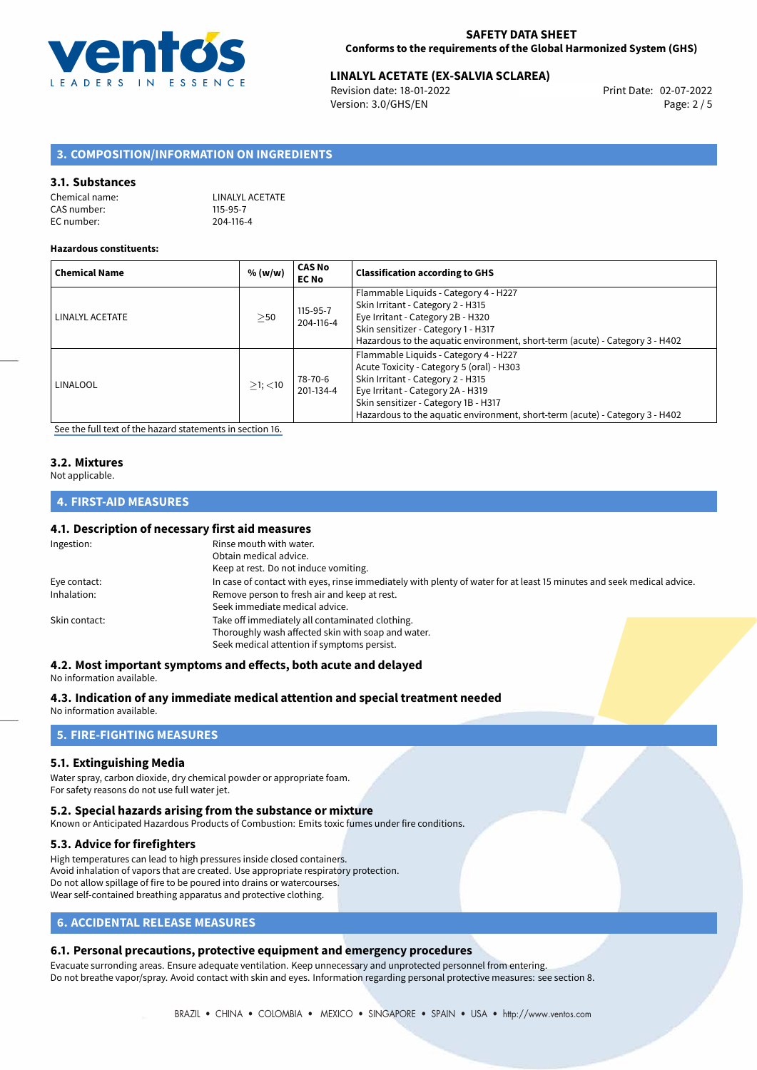## 3. COMPOSITION/INFORMATION ON INGREDIENTS

### 3.1. Substances

Chemical name: LINALYL ACETATE
CAS number: 115-95-7
EC number: 204-116-4

**Hazardous constituents:**

| Chemical Name | % (w/w) | CAS No EC No | Classification according to GHS |
|---|---|---|---|
| LINALYL ACETATE | ≥50 | 115-95-7 204-116-4 | Flammable Liquids - Category 4 - H227<br>Skin Irritant - Category 2 - H315<br>Eye Irritant - Category 2B - H320<br>Skin sensitizer - Category 1 - H317<br>Hazardous to the aquatic environment, short-term (acute) - Category 3 - H402 |
| LINALOOL | ≥1; <10 | 78-70-6 201-134-4 | Flammable Liquids - Category 4 - H227<br>Acute Toxicity - Category 5 (oral) - H303<br>Skin Irritant - Category 2 - H315<br>Eye Irritant - Category 2A - H319<br>Skin sensitizer - Category 1B - H317<br>Hazardous to the aquatic environment, short-term (acute) - Category 3 - H402 |

See the full text of the hazard statements in section 16.

### 3.2. Mixtures

Not applicable.

## 4. FIRST-AID MEASURES

### 4.1. Description of necessary first aid measures

Ingestion: Rinse mouth with water.
Obtain medical advice.
Keep at rest. Do not induce vomiting.

Eye contact: In case of contact with eyes, rinse immediately with plenty of water for at least 15 minutes and seek medical advice.

Inhalation: Remove person to fresh air and keep at rest.
Seek immediate medical advice.

Skin contact: Take off immediately all contaminated clothing.
Thoroughly wash affected skin with soap and water.
Seek medical attention if symptoms persist.

### 4.2. Most important symptoms and effects, both acute and delayed

No information available.

### 4.3. Indication of any immediate medical attention and special treatment needed

No information available.

## 5. FIRE-FIGHTING MEASURES

### 5.1. Extinguishing Media

Water spray, carbon dioxide, dry chemical powder or appropriate foam.
For safety reasons do not use full water jet.

### 5.2. Special hazards arising from the substance or mixture

Known or Anticipated Hazardous Products of Combustion: Emits toxic fumes under fire conditions.

### 5.3. Advice for firefighters

High temperatures can lead to high pressures inside closed containers.
Avoid inhalation of vapors that are created. Use appropriate respiratory protection.
Do not allow spillage of fire to be poured into drains or watercourses.
Wear self-contained breathing apparatus and protective clothing.

## 6. ACCIDENTAL RELEASE MEASURES

### 6.1. Personal precautions, protective equipment and emergency procedures

Evacuate surronding areas. Ensure adequate ventilation. Keep unnecessary and unprotected personnel from entering.
Do not breathe vapor/spray. Avoid contact with skin and eyes. Information regarding personal protective measures: see section 8.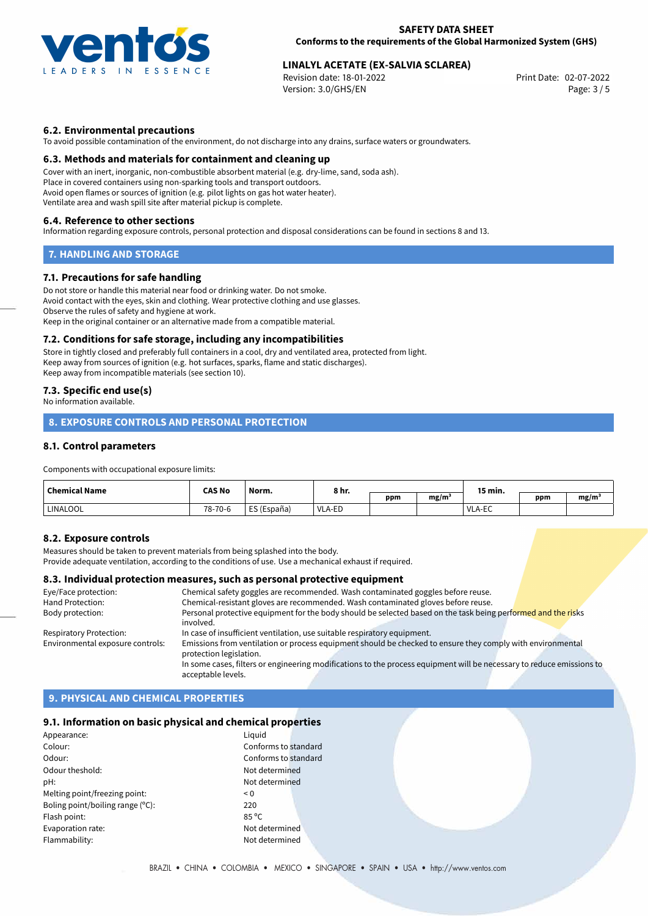### 6.2. Environmental precautions

To avoid possible contamination of the environment, do not discharge into any drains, surface waters or groundwaters.

### 6.3. Methods and materials for containment and cleaning up

Cover with an inert, inorganic, non-combustible absorbent material (e.g. dry-lime, sand, soda ash).
Place in covered containers using non-sparking tools and transport outdoors.
Avoid open flames or sources of ignition (e.g. pilot lights on gas hot water heater).
Ventilate area and wash spill site after material pickup is complete.

### 6.4. Reference to other sections

Information regarding exposure controls, personal protection and disposal considerations can be found in sections 8 and 13.

## 7. HANDLING AND STORAGE

### 7.1. Precautions for safe handling

Do not store or handle this material near food or drinking water. Do not smoke.
Avoid contact with the eyes, skin and clothing. Wear protective clothing and use glasses.
Observe the rules of safety and hygiene at work.
Keep in the original container or an alternative made from a compatible material.

### 7.2. Conditions for safe storage, including any incompatibilities

Store in tightly closed and preferably full containers in a cool, dry and ventilated area, protected from light.
Keep away from sources of ignition (e.g. hot surfaces, sparks, flame and static discharges).
Keep away from incompatible materials (see section 10).

### 7.3. Specific end use(s)

No information available.

## 8. EXPOSURE CONTROLS AND PERSONAL PROTECTION

### 8.1. Control parameters

Components with occupational exposure limits:

| Chemical Name | CAS No | Norm. | 8 hr. | | | 15 min. | | |
|---|---|---|---|---|---|---|---|---|
| | | | | ppm | mg/m³ | | ppm | mg/m³ |
| LINALOOL | 78-70-6 | ES (España) | VLA-ED | | | VLA-EC | | |

### 8.2. Exposure controls

Measures should be taken to prevent materials from being splashed into the body.
Provide adequate ventilation, according to the conditions of use. Use a mechanical exhaust if required.

### 8.3. Individual protection measures, such as personal protective equipment

| | |
|---|---|
| Eye/Face protection: | Chemical safety goggles are recommended. Wash contaminated goggles before reuse. |
| Hand Protection: | Chemical-resistant gloves are recommended. Wash contaminated gloves before reuse. |
| Body protection: | Personal protective equipment for the body should be selected based on the task being performed and the risks involved. |
| Respiratory Protection: | In case of insufficient ventilation, use suitable respiratory equipment. |
| Environmental exposure controls: | Emissions from ventilation or process equipment should be checked to ensure they comply with environmental protection legislation. In some cases, filters or engineering modifications to the process equipment will be necessary to reduce emissions to acceptable levels. |

## 9. PHYSICAL AND CHEMICAL PROPERTIES

### 9.1. Information on basic physical and chemical properties

| | |
|---|---|
| Appearance: | Liquid |
| Colour: | Conforms to standard |
| Odour: | Conforms to standard |
| Odour theshold: | Not determined |
| pH: | Not determined |
| Melting point/freezing point: | < 0 |
| Boling point/boiling range (°C): | 220 |
| Flash point: | 85 °C |
| Evaporation rate: | Not determined |
| Flammability: | Not determined |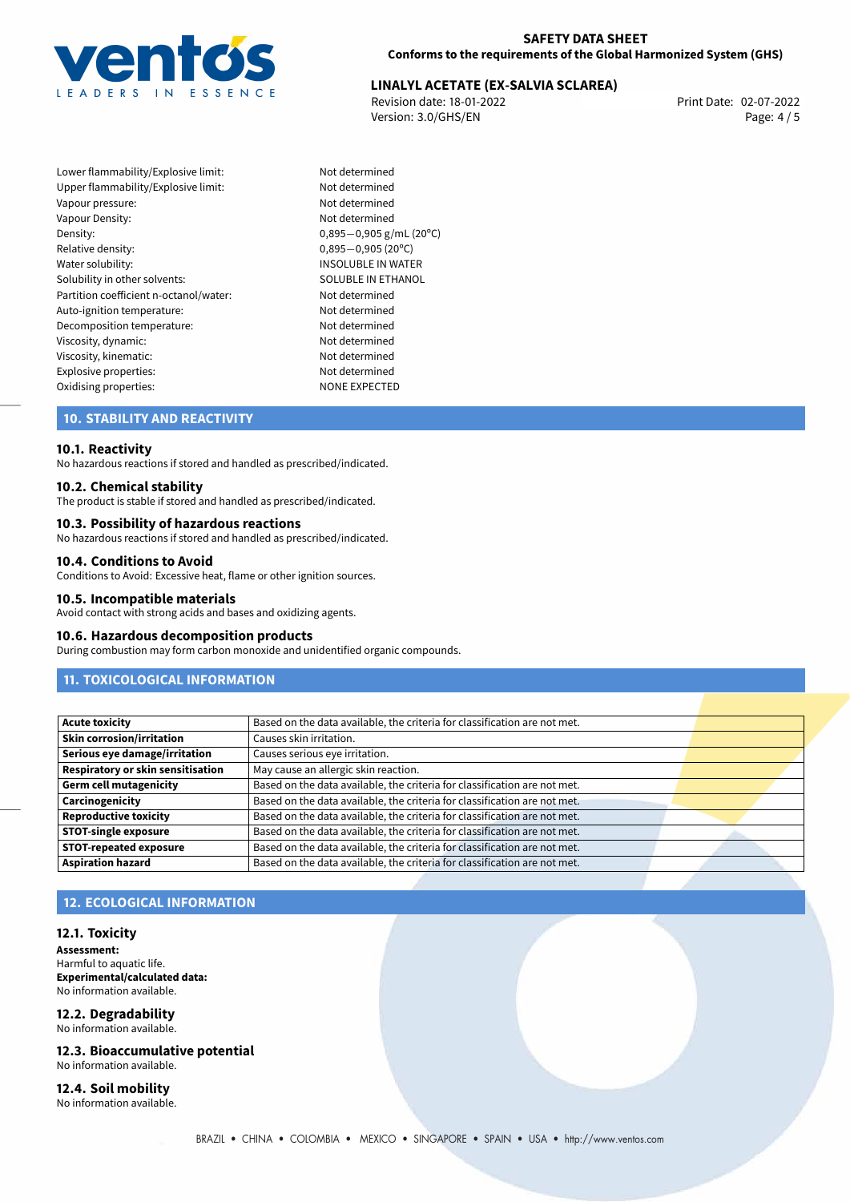| | |
|---|---|
| Lower flammability/Explosive limit: | Not determined |
| Upper flammability/Explosive limit: | Not determined |
| Vapour pressure: | Not determined |
| Vapour Density: | Not determined |
| Density: | 0,895−0,905 g/mL (20°C) |
| Relative density: | 0,895−0,905 (20°C) |
| Water solubility: | INSOLUBLE IN WATER |
| Solubility in other solvents: | SOLUBLE IN ETHANOL |
| Partition coefficient n-octanol/water: | Not determined |
| Auto-ignition temperature: | Not determined |
| Decomposition temperature: | Not determined |
| Viscosity, dynamic: | Not determined |
| Viscosity, kinematic: | Not determined |
| Explosive properties: | Not determined |
| Oxidising properties: | NONE EXPECTED |

## 10. STABILITY AND REACTIVITY

### 10.1. Reactivity
No hazardous reactions if stored and handled as prescribed/indicated.

### 10.2. Chemical stability
The product is stable if stored and handled as prescribed/indicated.

### 10.3. Possibility of hazardous reactions
No hazardous reactions if stored and handled as prescribed/indicated.

### 10.4. Conditions to Avoid
Conditions to Avoid: Excessive heat, flame or other ignition sources.

### 10.5. Incompatible materials
Avoid contact with strong acids and bases and oxidizing agents.

### 10.6. Hazardous decomposition products
During combustion may form carbon monoxide and unidentified organic compounds.

## 11. TOXICOLOGICAL INFORMATION

| | |
|---|---|
| **Acute toxicity** | Based on the data available, the criteria for classification are not met. |
| **Skin corrosion/irritation** | Causes skin irritation. |
| **Serious eye damage/irritation** | Causes serious eye irritation. |
| **Respiratory or skin sensitisation** | May cause an allergic skin reaction. |
| **Germ cell mutagenicity** | Based on the data available, the criteria for classification are not met. |
| **Carcinogenicity** | Based on the data available, the criteria for classification are not met. |
| **Reproductive toxicity** | Based on the data available, the criteria for classification are not met. |
| **STOT-single exposure** | Based on the data available, the criteria for classification are not met. |
| **STOT-repeated exposure** | Based on the data available, the criteria for classification are not met. |
| **Aspiration hazard** | Based on the data available, the criteria for classification are not met. |

## 12. ECOLOGICAL INFORMATION

### 12.1. Toxicity
**Assessment:**
Harmful to aquatic life.
**Experimental/calculated data:**
No information available.

### 12.2. Degradability
No information available.

### 12.3. Bioaccumulative potential
No information available.

### 12.4. Soil mobility
No information available.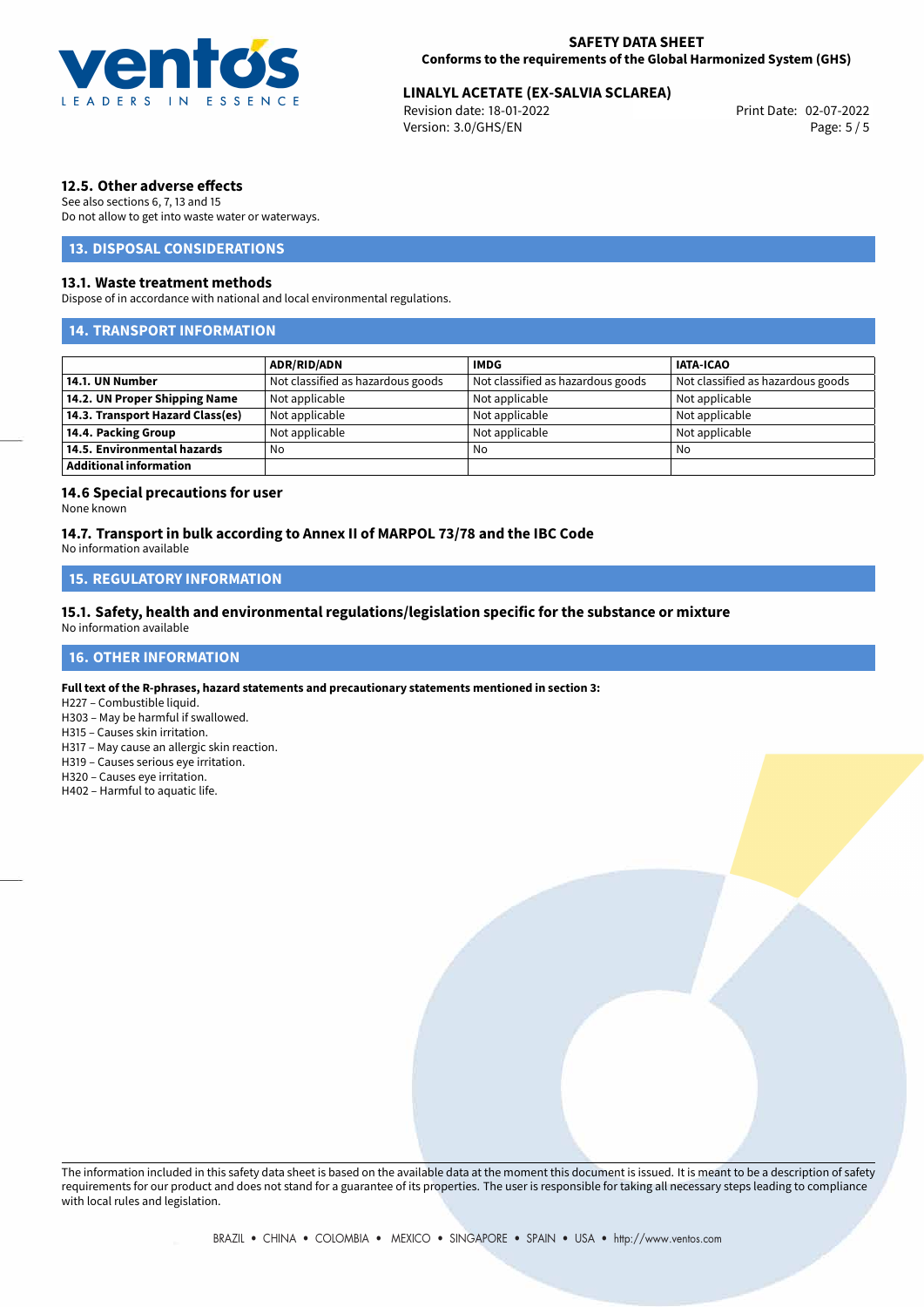## 12.5. Other adverse effects

See also sections 6, 7, 13 and 15

Do not allow to get into waste water or waterways.

## 13. DISPOSAL CONSIDERATIONS

### 13.1. Waste treatment methods

Dispose of in accordance with national and local environmental regulations.

## 14. TRANSPORT INFORMATION

| | ADR/RID/ADN | IMDG | IATA-ICAO |
|---|---|---|---|
| **14.1. UN Number** | Not classified as hazardous goods | Not classified as hazardous goods | Not classified as hazardous goods |
| **14.2. UN Proper Shipping Name** | Not applicable | Not applicable | Not applicable |
| **14.3. Transport Hazard Class(es)** | Not applicable | Not applicable | Not applicable |
| **14.4. Packing Group** | Not applicable | Not applicable | Not applicable |
| **14.5. Environmental hazards** | No | No | No |
| **Additional information** | | | |

### 14.6 Special precautions for user

None known

### 14.7. Transport in bulk according to Annex II of MARPOL 73/78 and the IBC Code

No information available

## 15. REGULATORY INFORMATION

### 15.1. Safety, health and environmental regulations/legislation specific for the substance or mixture

No information available

## 16. OTHER INFORMATION

**Full text of the R-phrases, hazard statements and precautionary statements mentioned in section 3:**

H227 – Combustible liquid.
H303 – May be harmful if swallowed.
H315 – Causes skin irritation.
H317 – May cause an allergic skin reaction.
H319 – Causes serious eye irritation.
H320 – Causes eye irritation.
H402 – Harmful to aquatic life.

The information included in this safety data sheet is based on the available data at the moment this document is issued. It is meant to be a description of safety requirements for our product and does not stand for a guarantee of its properties. The user is responsible for taking all necessary steps leading to compliance with local rules and legislation.

BRAZIL • CHINA • COLOMBIA • MEXICO • SINGAPORE • SPAIN • USA • http://www.ventos.com